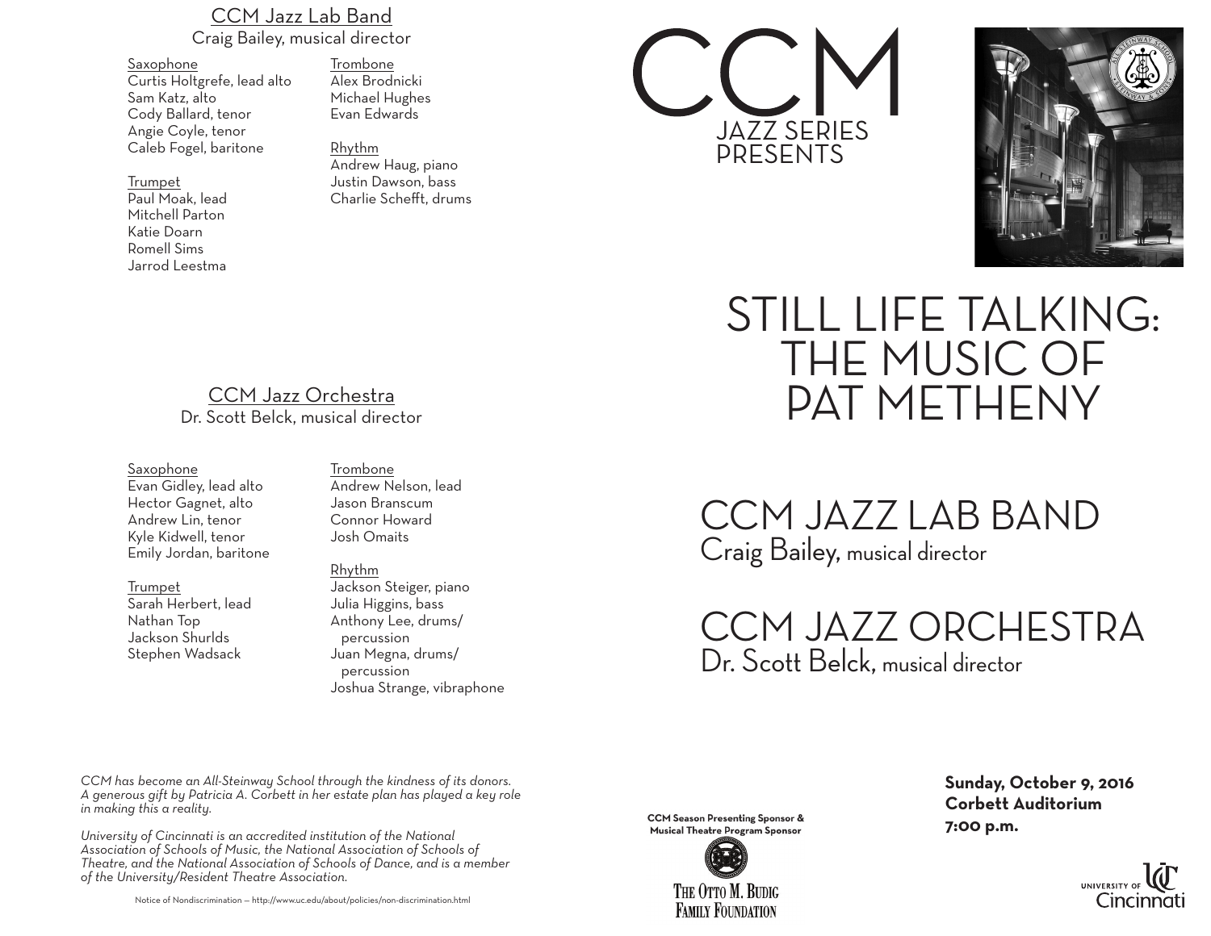# CCM JAZZ SERIES PRESENTS

# STILL LIFE TALKING: THE MUSIC OF PAT METHENY

## CCM JAZZ LAB BAND
Craig Bailey, musical director

## CCM JAZZ ORCHESTRA
Dr. Scott Belck, musical director

**Sunday, October 9, 2016**
**Corbett Auditorium**
**7:00 p.m.**

---

## CCM Jazz Lab Band
Craig Bailey, musical director

Saxophone
Curtis Holtgrefe, lead alto
Sam Katz, alto
Cody Ballard, tenor
Angie Coyle, tenor
Caleb Fogel, baritone

Trumpet
Paul Moak, lead
Mitchell Parton
Katie Doarn
Romell Sims
Jarrod Leestma

Trombone
Alex Brodnicki
Michael Hughes
Evan Edwards

Rhythm
Andrew Haug, piano
Justin Dawson, bass
Charlie Schefft, drums

## CCM Jazz Orchestra
Dr. Scott Belck, musical director

Saxophone
Evan Gidley, lead alto
Hector Gagnet, alto
Andrew Lin, tenor
Kyle Kidwell, tenor
Emily Jordan, baritone

Trumpet
Sarah Herbert, lead
Nathan Top
Jackson Shurlds
Stephen Wadsack

Trombone
Andrew Nelson, lead
Jason Branscum
Connor Howard
Josh Omaits

Rhythm
Jackson Steiger, piano
Julia Higgins, bass
Anthony Lee, drums/percussion
Juan Megna, drums/percussion
Joshua Strange, vibraphone

*CCM has become an All-Steinway School through the kindness of its donors. A generous gift by Patricia A. Corbett in her estate plan has played a key role in making this a reality.*

*University of Cincinnati is an accredited institution of the National Association of Schools of Music, the National Association of Schools of Theatre, and the National Association of Schools of Dance, and is a member of the University/Resident Theatre Association.*

Notice of Nondiscrimination — http://www.uc.edu/about/policies/non-discrimination.html

**CCM Season Presenting Sponsor & Musical Theatre Program Sponsor**

The Otto M. Budig Family Foundation

University of Cincinnati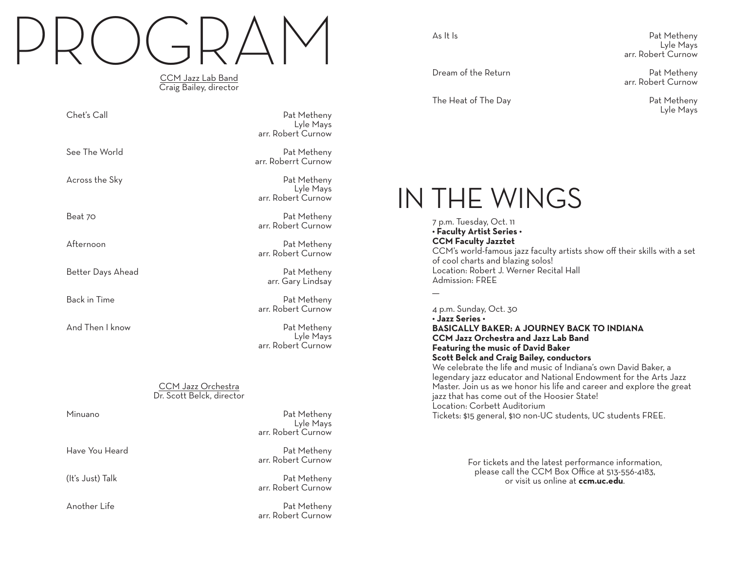# PROGRAM

CCM Jazz Lab Band
Craig Bailey, director

| | |
|---|---|
| Chet's Call | Pat Metheny<br>Lyle Mays<br>arr. Robert Curnow |
| See The World | Pat Metheny<br>arr. Roberrt Curnow |
| Across the Sky | Pat Metheny<br>Lyle Mays<br>arr. Robert Curnow |
| Beat 70 | Pat Metheny<br>arr. Robert Curnow |
| Afternoon | Pat Metheny<br>arr. Robert Curnow |
| Better Days Ahead | Pat Metheny<br>arr. Gary Lindsay |
| Back in Time | Pat Metheny<br>arr. Robert Curnow |
| And Then I know | Pat Metheny<br>Lyle Mays<br>arr. Robert Curnow |

CCM Jazz Orchestra
Dr. Scott Belck, director

| | |
|---|---|
| Minuano | Pat Metheny<br>Lyle Mays<br>arr. Robert Curnow |
| Have You Heard | Pat Metheny<br>arr. Robert Curnow |
| (It's Just) Talk | Pat Metheny<br>arr. Robert Curnow |
| Another Life | Pat Metheny<br>arr. Robert Curnow |
| As It Is | Pat Metheny<br>Lyle Mays<br>arr. Robert Curnow |
| Dream of the Return | Pat Metheny<br>arr. Robert Curnow |
| The Heat of The Day | Pat Metheny<br>Lyle Mays |

# IN THE WINGS

7 p.m. Tuesday, Oct. 11
**• Faculty Artist Series •**
**CCM Faculty Jazztet**
CCM's world-famous jazz faculty artists show off their skills with a set of cool charts and blazing solos!
Location: Robert J. Werner Recital Hall
Admission: FREE

—

4 p.m. Sunday, Oct. 30
**• Jazz Series •**
**BASICALLY BAKER: A JOURNEY BACK TO INDIANA**
**CCM Jazz Orchestra and Jazz Lab Band**
**Featuring the music of David Baker**
**Scott Belck and Craig Bailey, conductors**
We celebrate the life and music of Indiana's own David Baker, a legendary jazz educator and National Endowment for the Arts Jazz Master. Join us as we honor his life and career and explore the great jazz that has come out of the Hoosier State!
Location: Corbett Auditorium
Tickets: $15 general, $10 non-UC students, UC students FREE.

For tickets and the latest performance information, please call the CCM Box Office at 513-556-4183, or visit us online at **ccm.uc.edu**.